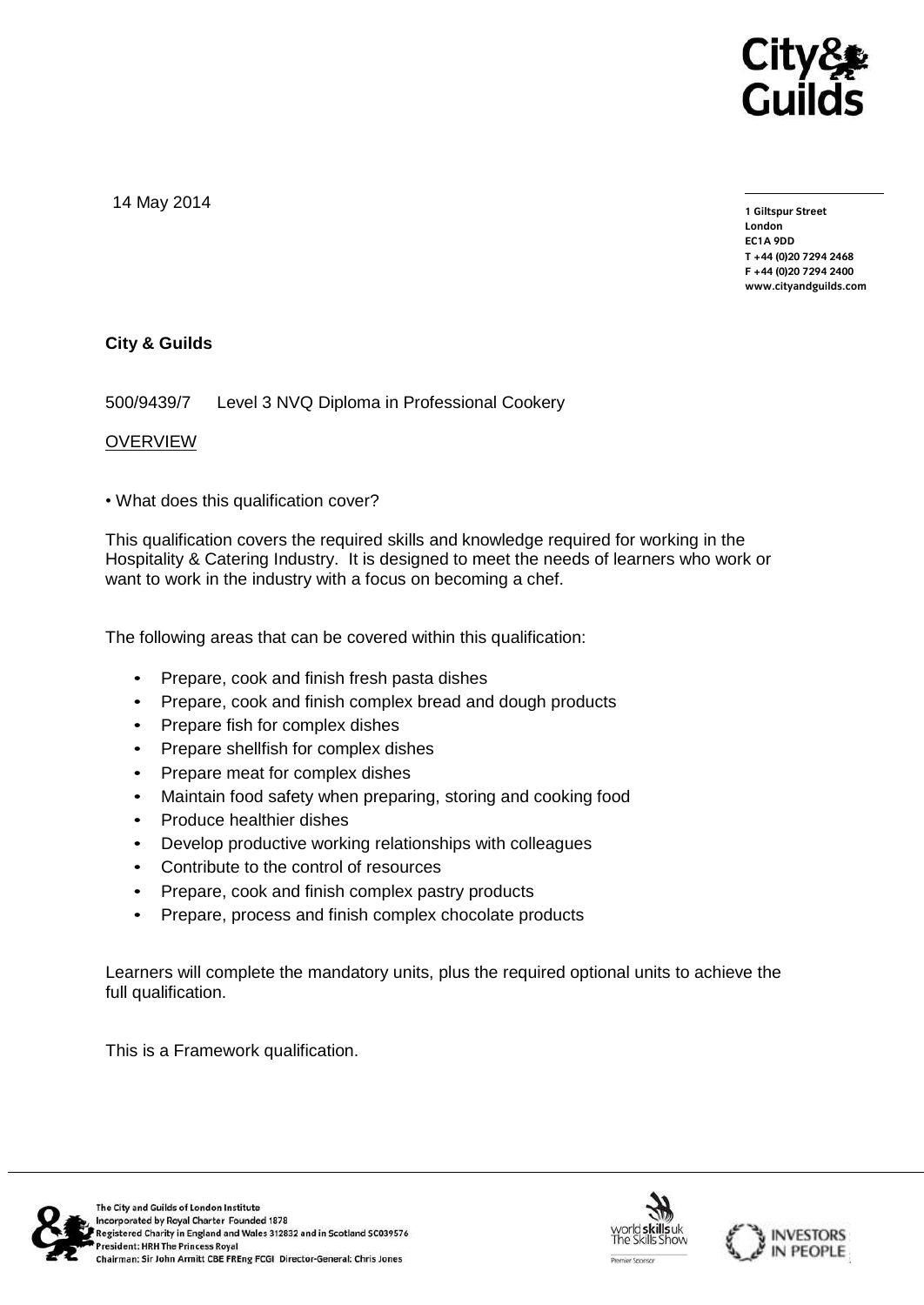14 May 2014

1 Giltspur Street
London
EC1A 9DD
T +44 (0)20 7294 2468
F +44 (0)20 7294 2400
www.cityandguilds.com

**City & Guilds**

500/9439/7 Level 3 NVQ Diploma in Professional Cookery

OVERVIEW

• What does this qualification cover?

This qualification covers the required skills and knowledge required for working in the Hospitality & Catering Industry. It is designed to meet the needs of learners who work or want to work in the industry with a focus on becoming a chef.

The following areas that can be covered within this qualification:

- Prepare, cook and finish fresh pasta dishes
- Prepare, cook and finish complex bread and dough products
- Prepare fish for complex dishes
- Prepare shellfish for complex dishes
- Prepare meat for complex dishes
- Maintain food safety when preparing, storing and cooking food
- Produce healthier dishes
- Develop productive working relationships with colleagues
- Contribute to the control of resources
- Prepare, cook and finish complex pastry products
- Prepare, process and finish complex chocolate products

Learners will complete the mandatory units, plus the required optional units to achieve the full qualification.

This is a Framework qualification.

The City and Guilds of London Institute
Incorporated by Royal Charter Founded 1878
Registered Charity in England and Wales 312832 and in Scotland SC039576
President: HRH The Princess Royal
Chairman: Sir John Armitt CBE FREng FCGI Director-General: Chris Jones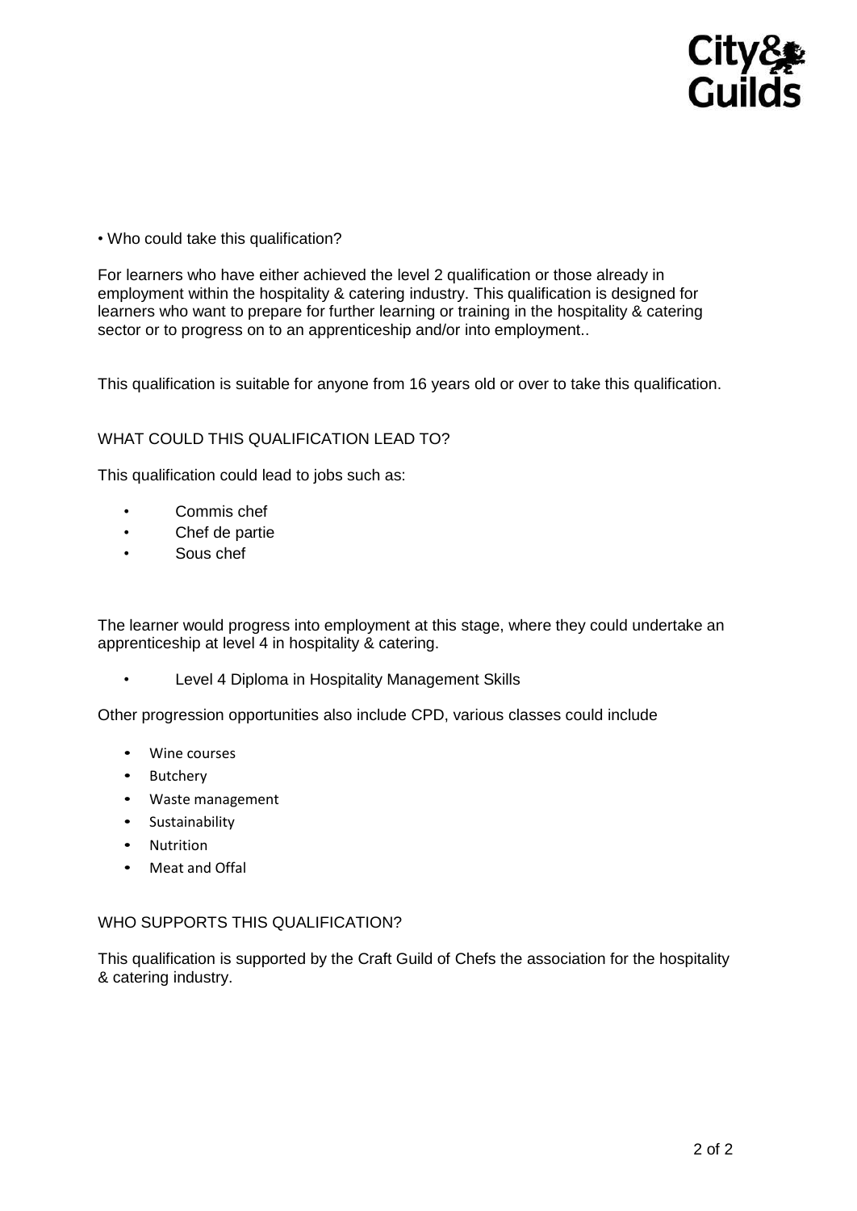• Who could take this qualification?

For learners who have either achieved the level 2 qualification or those already in employment within the hospitality & catering industry. This qualification is designed for learners who want to prepare for further learning or training in the hospitality & catering sector or to progress on to an apprenticeship and/or into employment..

This qualification is suitable for anyone from 16 years old or over to take this qualification.

## WHAT COULD THIS QUALIFICATION LEAD TO?

This qualification could lead to jobs such as:

- Commis chef
- Chef de partie
- Sous chef

The learner would progress into employment at this stage, where they could undertake an apprenticeship at level 4 in hospitality & catering.

- Level 4 Diploma in Hospitality Management Skills

Other progression opportunities also include CPD, various classes could include

- Wine courses
- Butchery
- Waste management
- Sustainability
- Nutrition
- Meat and Offal

## WHO SUPPORTS THIS QUALIFICATION?

This qualification is supported by the Craft Guild of Chefs the association for the hospitality & catering industry.